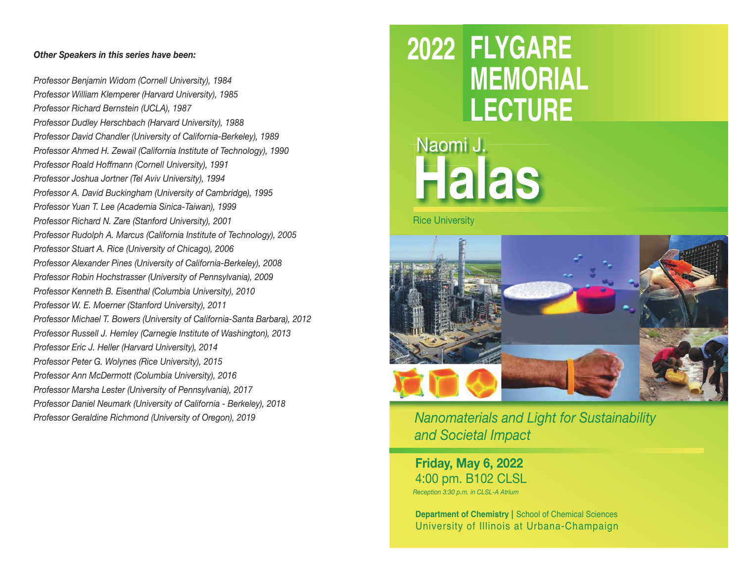***Other Speakers in this series have been:***

*Professor Benjamin Widom (Cornell University), 1984*
*Professor William Klemperer (Harvard University), 1985*
*Professor Richard Bernstein (UCLA), 1987*
*Professor Dudley Herschbach (Harvard University), 1988*
*Professor David Chandler (University of California-Berkeley), 1989*
*Professor Ahmed H. Zewail (California Institute of Technology), 1990*
*Professor Roald Hoffmann (Cornell University), 1991*
*Professor Joshua Jortner (Tel Aviv University), 1994*
*Professor A. David Buckingham (University of Cambridge), 1995*
*Professor Yuan T. Lee (Academia Sinica-Taiwan), 1999*
*Professor Richard N. Zare (Stanford University), 2001*
*Professor Rudolph A. Marcus (California Institute of Technology), 2005*
*Professor Stuart A. Rice (University of Chicago), 2006*
*Professor Alexander Pines (University of California-Berkeley), 2008*
*Professor Robin Hochstrasser (University of Pennsylvania), 2009*
*Professor Kenneth B. Eisenthal (Columbia University), 2010*
*Professor W. E. Moerner (Stanford University), 2011*
*Professor Michael T. Bowers (University of California-Santa Barbara), 2012*
*Professor Russell J. Hemley (Carnegie Institute of Washington), 2013*
*Professor Eric J. Heller (Harvard University), 2014*
*Professor Peter G. Wolynes (Rice University), 2015*
*Professor Ann McDermott (Columbia University), 2016*
*Professor Marsha Lester (University of Pennsylvania), 2017*
*Professor Daniel Neumark (University of California - Berkeley), 2018*
*Professor Geraldine Richmond (University of Oregon), 2019*

# 2022 FLYGARE MEMORIAL LECTURE

## Naomi J. Halas

Rice University

*Nanomaterials and Light for Sustainability and Societal Impact*

**Friday, May 6, 2022**
4:00 pm. B102 CLSL
*Reception 3:30 p.m. in CLSL-A Atrium*

**Department of Chemistry** | School of Chemical Sciences
University of Illinois at Urbana-Champaign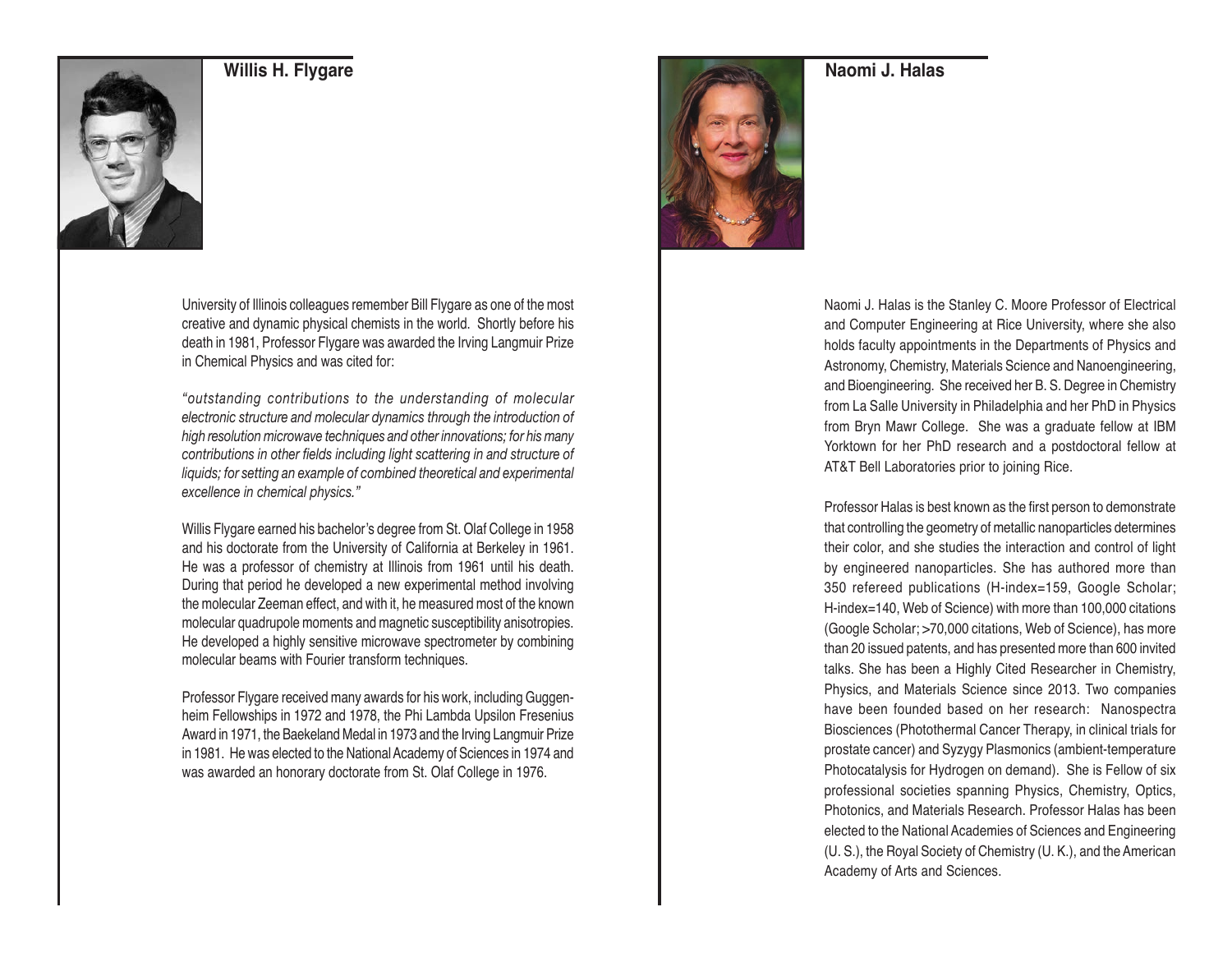## Willis H. Flygare

University of Illinois colleagues remember Bill Flygare as one of the most creative and dynamic physical chemists in the world. Shortly before his death in 1981, Professor Flygare was awarded the Irving Langmuir Prize in Chemical Physics and was cited for:

*"outstanding contributions to the understanding of molecular electronic structure and molecular dynamics through the introduction of high resolution microwave techniques and other innovations; for his many contributions in other fields including light scattering in and structure of liquids; for setting an example of combined theoretical and experimental excellence in chemical physics."*

Willis Flygare earned his bachelor's degree from St. Olaf College in 1958 and his doctorate from the University of California at Berkeley in 1961. He was a professor of chemistry at Illinois from 1961 until his death. During that period he developed a new experimental method involving the molecular Zeeman effect, and with it, he measured most of the known molecular quadrupole moments and magnetic susceptibility anisotropies. He developed a highly sensitive microwave spectrometer by combining molecular beams with Fourier transform techniques.

Professor Flygare received many awards for his work, including Guggenheim Fellowships in 1972 and 1978, the Phi Lambda Upsilon Fresenius Award in 1971, the Baekeland Medal in 1973 and the Irving Langmuir Prize in 1981. He was elected to the National Academy of Sciences in 1974 and was awarded an honorary doctorate from St. Olaf College in 1976.

## Naomi J. Halas

Naomi J. Halas is the Stanley C. Moore Professor of Electrical and Computer Engineering at Rice University, where she also holds faculty appointments in the Departments of Physics and Astronomy, Chemistry, Materials Science and Nanoengineering, and Bioengineering. She received her B. S. Degree in Chemistry from La Salle University in Philadelphia and her PhD in Physics from Bryn Mawr College. She was a graduate fellow at IBM Yorktown for her PhD research and a postdoctoral fellow at AT&T Bell Laboratories prior to joining Rice.

Professor Halas is best known as the first person to demonstrate that controlling the geometry of metallic nanoparticles determines their color, and she studies the interaction and control of light by engineered nanoparticles. She has authored more than 350 refereed publications (H-index=159, Google Scholar; H-index=140, Web of Science) with more than 100,000 citations (Google Scholar; >70,000 citations, Web of Science), has more than 20 issued patents, and has presented more than 600 invited talks. She has been a Highly Cited Researcher in Chemistry, Physics, and Materials Science since 2013. Two companies have been founded based on her research: Nanospectra Biosciences (Photothermal Cancer Therapy, in clinical trials for prostate cancer) and Syzygy Plasmonics (ambient-temperature Photocatalysis for Hydrogen on demand). She is Fellow of six professional societies spanning Physics, Chemistry, Optics, Photonics, and Materials Research. Professor Halas has been elected to the National Academies of Sciences and Engineering (U. S.), the Royal Society of Chemistry (U. K.), and the American Academy of Arts and Sciences.